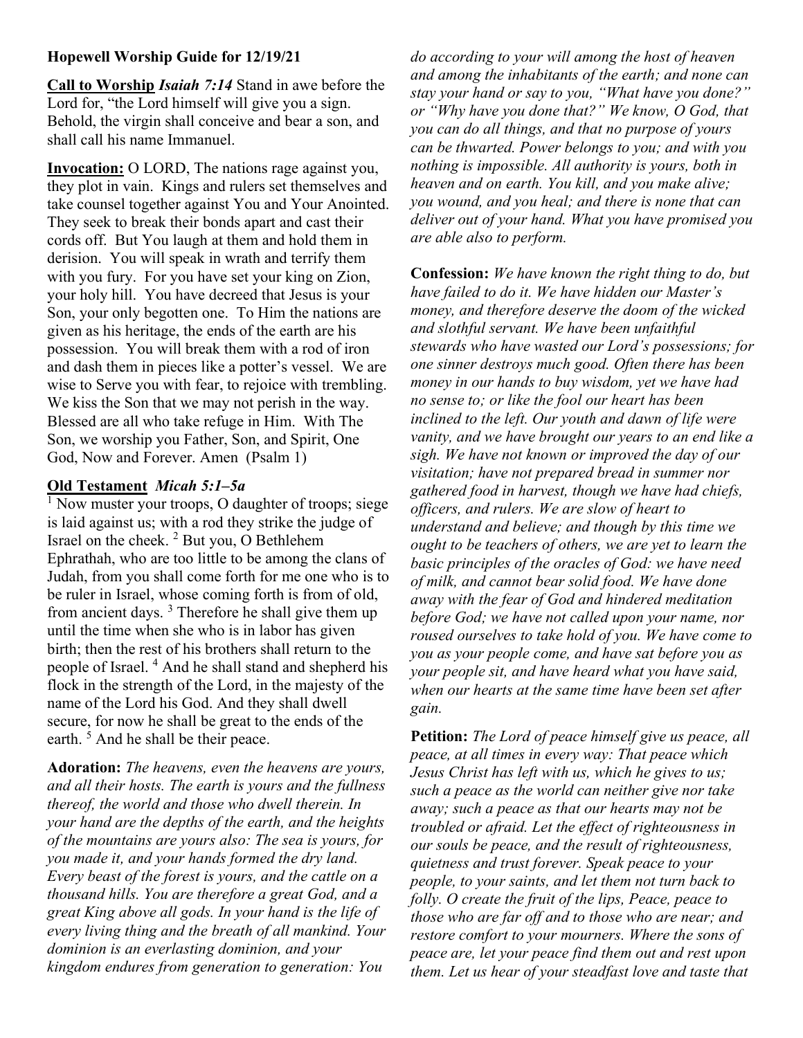**Hopewell Worship Guide for 12/19/21**

**Call to Worship** ***Isaiah 7:14*** Stand in awe before the Lord for, "the Lord himself will give you a sign. Behold, the virgin shall conceive and bear a son, and shall call his name Immanuel.

**Invocation:** O LORD, The nations rage against you, they plot in vain. Kings and rulers set themselves and take counsel together against You and Your Anointed. They seek to break their bonds apart and cast their cords off. But You laugh at them and hold them in derision. You will speak in wrath and terrify them with you fury. For you have set your king on Zion, your holy hill. You have decreed that Jesus is your Son, your only begotten one. To Him the nations are given as his heritage, the ends of the earth are his possession. You will break them with a rod of iron and dash them in pieces like a potter's vessel. We are wise to Serve you with fear, to rejoice with trembling. We kiss the Son that we may not perish in the way. Blessed are all who take refuge in Him. With The Son, we worship you Father, Son, and Spirit, One God, Now and Forever. Amen (Psalm 1)

**Old Testament** ***Micah 5:1–5a***

[1] Now muster your troops, O daughter of troops; siege is laid against us; with a rod they strike the judge of Israel on the cheek. [2] But you, O Bethlehem Ephrathah, who are too little to be among the clans of Judah, from you shall come forth for me one who is to be ruler in Israel, whose coming forth is from of old, from ancient days. [3] Therefore he shall give them up until the time when she who is in labor has given birth; then the rest of his brothers shall return to the people of Israel. [4] And he shall stand and shepherd his flock in the strength of the Lord, in the majesty of the name of the Lord his God. And they shall dwell secure, for now he shall be great to the ends of the earth. [5] And he shall be their peace.

**Adoration:** *The heavens, even the heavens are yours, and all their hosts. The earth is yours and the fullness thereof, the world and those who dwell therein. In your hand are the depths of the earth, and the heights of the mountains are yours also: The sea is yours, for you made it, and your hands formed the dry land. Every beast of the forest is yours, and the cattle on a thousand hills. You are therefore a great God, and a great King above all gods. In your hand is the life of every living thing and the breath of all mankind. Your dominion is an everlasting dominion, and your kingdom endures from generation to generation: You do according to your will among the host of heaven and among the inhabitants of the earth; and none can stay your hand or say to you, "What have you done?" or "Why have you done that?" We know, O God, that you can do all things, and that no purpose of yours can be thwarted. Power belongs to you; and with you nothing is impossible. All authority is yours, both in heaven and on earth. You kill, and you make alive; you wound, and you heal; and there is none that can deliver out of your hand. What you have promised you are able also to perform.*

**Confession:** *We have known the right thing to do, but have failed to do it. We have hidden our Master's money, and therefore deserve the doom of the wicked and slothful servant. We have been unfaithful stewards who have wasted our Lord's possessions; for one sinner destroys much good. Often there has been money in our hands to buy wisdom, yet we have had no sense to; or like the fool our heart has been inclined to the left. Our youth and dawn of life were vanity, and we have brought our years to an end like a sigh. We have not known or improved the day of our visitation; have not prepared bread in summer nor gathered food in harvest, though we have had chiefs, officers, and rulers. We are slow of heart to understand and believe; and though by this time we ought to be teachers of others, we are yet to learn the basic principles of the oracles of God: we have need of milk, and cannot bear solid food. We have done away with the fear of God and hindered meditation before God; we have not called upon your name, nor roused ourselves to take hold of you. We have come to you as your people come, and have sat before you as your people sit, and have heard what you have said, when our hearts at the same time have been set after gain.*

**Petition:** *The Lord of peace himself give us peace, all peace, at all times in every way: That peace which Jesus Christ has left with us, which he gives to us; such a peace as the world can neither give nor take away; such a peace as that our hearts may not be troubled or afraid. Let the effect of righteousness in our souls be peace, and the result of righteousness, quietness and trust forever. Speak peace to your people, to your saints, and let them not turn back to folly. O create the fruit of the lips, Peace, peace to those who are far off and to those who are near; and restore comfort to your mourners. Where the sons of peace are, let your peace find them out and rest upon them. Let us hear of your steadfast love and taste that*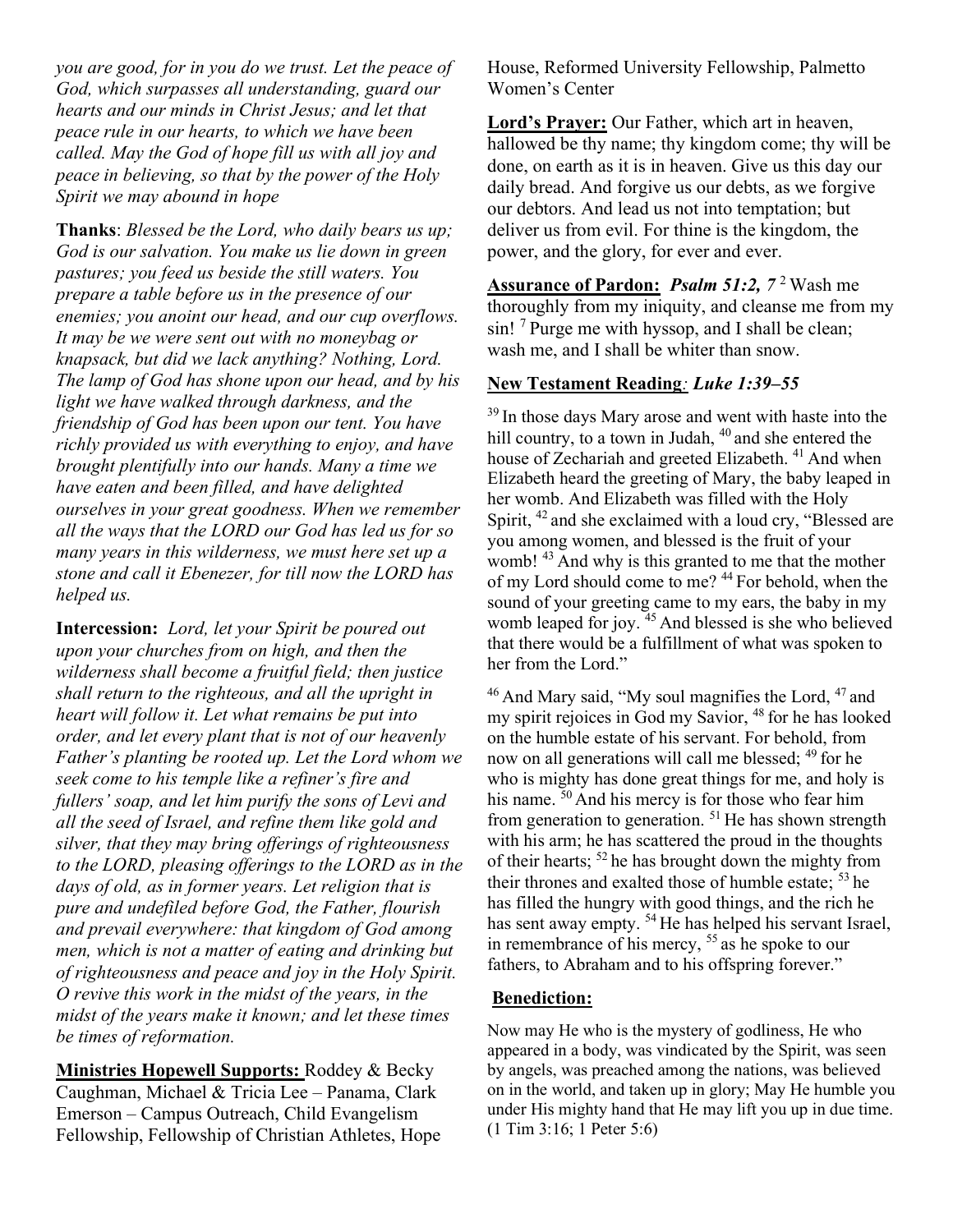*you are good, for in you do we trust. Let the peace of God, which surpasses all understanding, guard our hearts and our minds in Christ Jesus; and let that peace rule in our hearts, to which we have been called. May the God of hope fill us with all joy and peace in believing, so that by the power of the Holy Spirit we may abound in hope*

**Thanks**: *Blessed be the Lord, who daily bears us up; God is our salvation. You make us lie down in green pastures; you feed us beside the still waters. You prepare a table before us in the presence of our enemies; you anoint our head, and our cup overflows. It may be we were sent out with no moneybag or knapsack, but did we lack anything? Nothing, Lord. The lamp of God has shone upon our head, and by his light we have walked through darkness, and the friendship of God has been upon our tent. You have richly provided us with everything to enjoy, and have brought plentifully into our hands. Many a time we have eaten and been filled, and have delighted ourselves in your great goodness. When we remember all the ways that the LORD our God has led us for so many years in this wilderness, we must here set up a stone and call it Ebenezer, for till now the LORD has helped us.*

**Intercession:** *Lord, let your Spirit be poured out upon your churches from on high, and then the wilderness shall become a fruitful field; then justice shall return to the righteous, and all the upright in heart will follow it. Let what remains be put into order, and let every plant that is not of our heavenly Father's planting be rooted up. Let the Lord whom we seek come to his temple like a refiner's fire and fullers' soap, and let him purify the sons of Levi and all the seed of Israel, and refine them like gold and silver, that they may bring offerings of righteousness to the LORD, pleasing offerings to the LORD as in the days of old, as in former years. Let religion that is pure and undefiled before God, the Father, flourish and prevail everywhere: that kingdom of God among men, which is not a matter of eating and drinking but of righteousness and peace and joy in the Holy Spirit. O revive this work in the midst of the years, in the midst of the years make it known; and let these times be times of reformation.*

**Ministries Hopewell Supports:** Roddey & Becky Caughman, Michael & Tricia Lee – Panama, Clark Emerson – Campus Outreach, Child Evangelism Fellowship, Fellowship of Christian Athletes, Hope House, Reformed University Fellowship, Palmetto Women's Center

**Lord's Prayer:** Our Father, which art in heaven, hallowed be thy name; thy kingdom come; thy will be done, on earth as it is in heaven. Give us this day our daily bread. And forgive us our debts, as we forgive our debtors. And lead us not into temptation; but deliver us from evil. For thine is the kingdom, the power, and the glory, for ever and ever.

**Assurance of Pardon:** ***Psalm 51:2, 7*** [2] Wash me thoroughly from my iniquity, and cleanse me from my sin! [7] Purge me with hyssop, and I shall be clean; wash me, and I shall be whiter than snow.

**New Testament Reading*: Luke 1:39–55***

[39] In those days Mary arose and went with haste into the hill country, to a town in Judah, [40] and she entered the house of Zechariah and greeted Elizabeth. [41] And when Elizabeth heard the greeting of Mary, the baby leaped in her womb. And Elizabeth was filled with the Holy Spirit, [42] and she exclaimed with a loud cry, "Blessed are you among women, and blessed is the fruit of your womb! [43] And why is this granted to me that the mother of my Lord should come to me? [44] For behold, when the sound of your greeting came to my ears, the baby in my womb leaped for joy. [45] And blessed is she who believed that there would be a fulfillment of what was spoken to her from the Lord."

[46] And Mary said, "My soul magnifies the Lord, [47] and my spirit rejoices in God my Savior, [48] for he has looked on the humble estate of his servant. For behold, from now on all generations will call me blessed; [49] for he who is mighty has done great things for me, and holy is his name. [50] And his mercy is for those who fear him from generation to generation. [51] He has shown strength with his arm; he has scattered the proud in the thoughts of their hearts; [52] he has brought down the mighty from their thrones and exalted those of humble estate; [53] he has filled the hungry with good things, and the rich he has sent away empty. [54] He has helped his servant Israel, in remembrance of his mercy, [55] as he spoke to our fathers, to Abraham and to his offspring forever."

**Benediction:**

Now may He who is the mystery of godliness, He who appeared in a body, was vindicated by the Spirit, was seen by angels, was preached among the nations, was believed on in the world, and taken up in glory; May He humble you under His mighty hand that He may lift you up in due time. (1 Tim 3:16; 1 Peter 5:6)